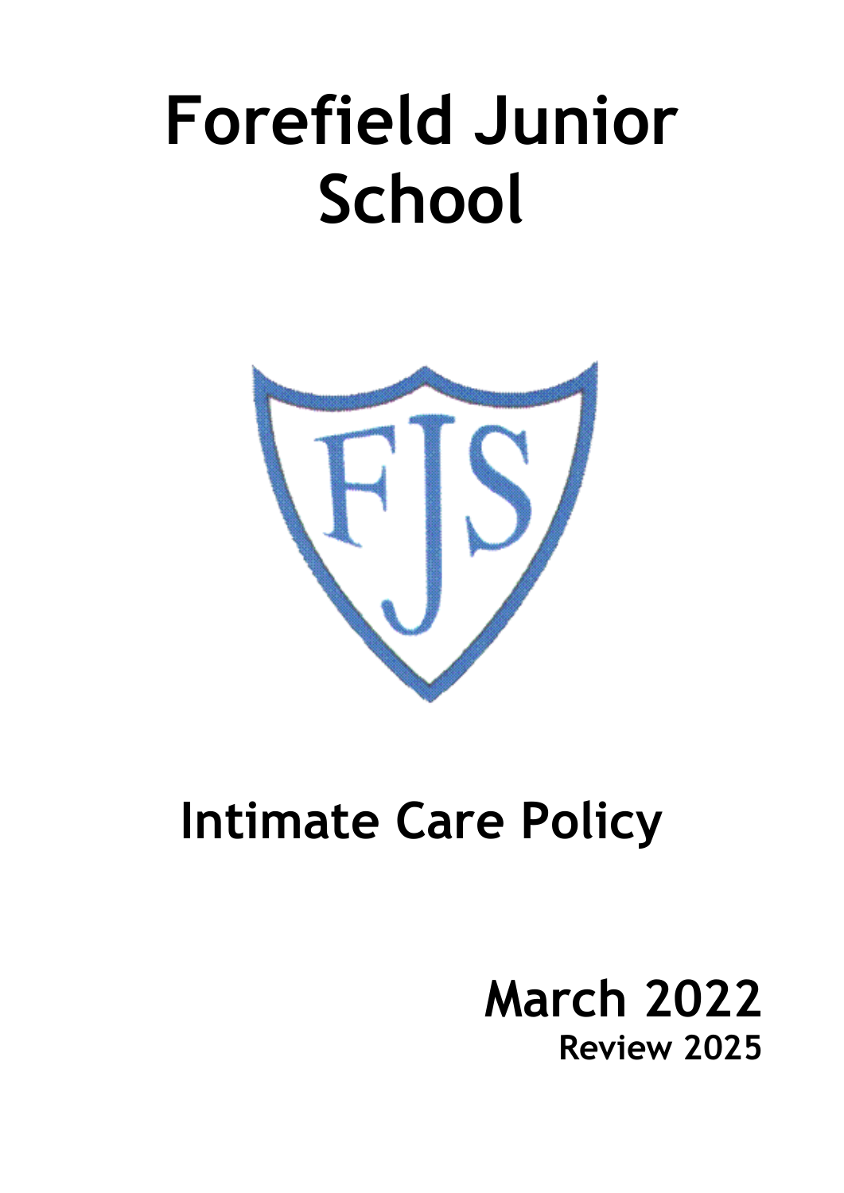# Forefield Junior School

## Intimate Care Policy

**March 2022**

**Review 2025**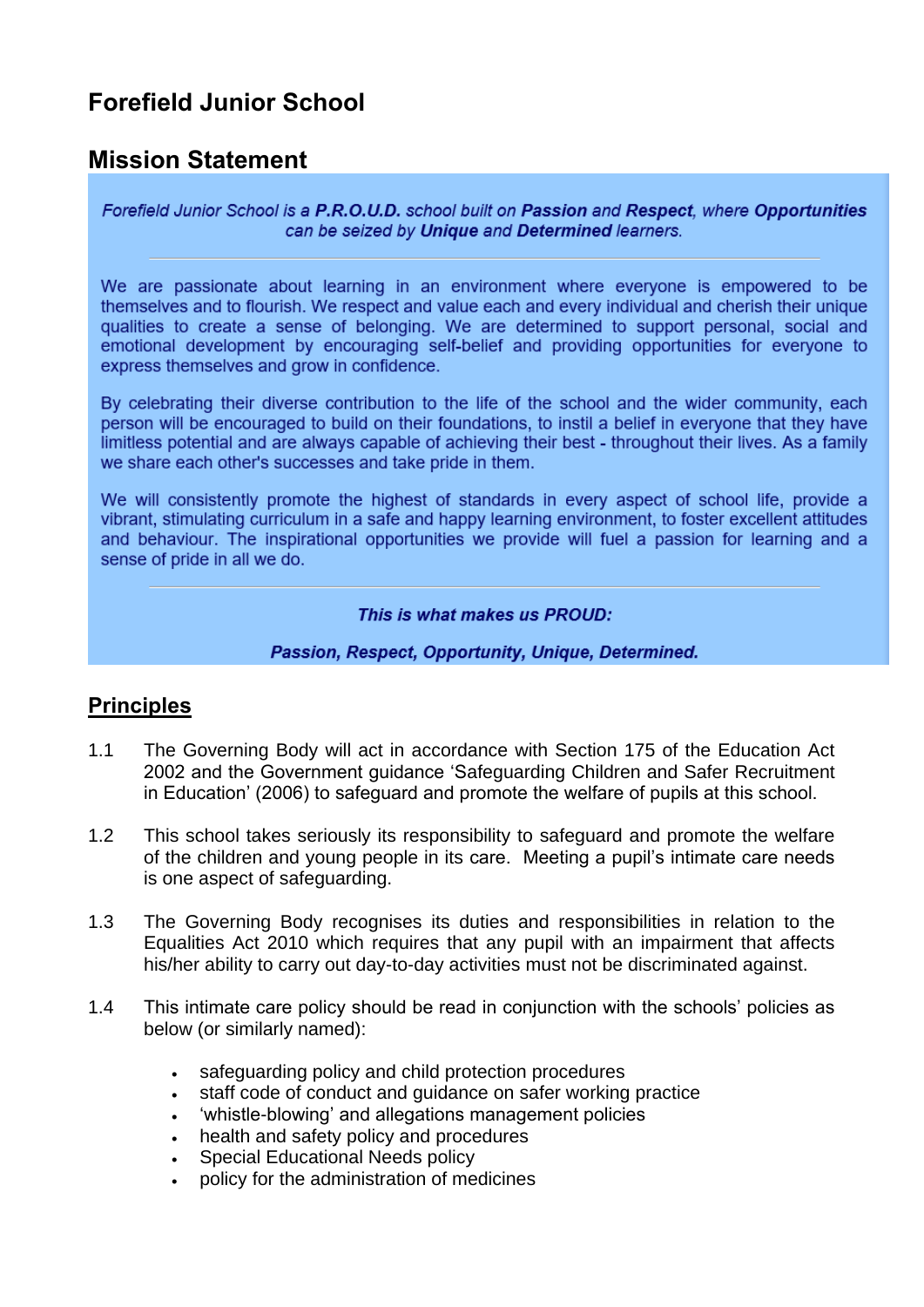# Forefield Junior School

## Mission Statement

*Forefield Junior School is a* ***P.R.O.U.D.*** *school built on* ***Passion*** *and* ***Respect****, where* ***Opportunities*** *can be seized by* ***Unique*** *and* ***Determined*** *learners.*

---

We are passionate about learning in an environment where everyone is empowered to be themselves and to flourish. We respect and value each and every individual and cherish their unique qualities to create a sense of belonging. We are determined to support personal, social and emotional development by encouraging self-belief and providing opportunities for everyone to express themselves and grow in confidence.

By celebrating their diverse contribution to the life of the school and the wider community, each person will be encouraged to build on their foundations, to instil a belief in everyone that they have limitless potential and are always capable of achieving their best - throughout their lives. As a family we share each other's successes and take pride in them.

We will consistently promote the highest of standards in every aspect of school life, provide a vibrant, stimulating curriculum in a safe and happy learning environment, to foster excellent attitudes and behaviour. The inspirational opportunities we provide will fuel a passion for learning and a sense of pride in all we do.

---

***This is what makes us PROUD:***

***Passion, Respect, Opportunity, Unique, Determined.***

## Principles

1.1 The Governing Body will act in accordance with Section 175 of the Education Act 2002 and the Government guidance 'Safeguarding Children and Safer Recruitment in Education' (2006) to safeguard and promote the welfare of pupils at this school.

1.2 This school takes seriously its responsibility to safeguard and promote the welfare of the children and young people in its care. Meeting a pupil's intimate care needs is one aspect of safeguarding.

1.3 The Governing Body recognises its duties and responsibilities in relation to the Equalities Act 2010 which requires that any pupil with an impairment that affects his/her ability to carry out day-to-day activities must not be discriminated against.

1.4 This intimate care policy should be read in conjunction with the schools' policies as below (or similarly named):

- safeguarding policy and child protection procedures
- staff code of conduct and guidance on safer working practice
- 'whistle-blowing' and allegations management policies
- health and safety policy and procedures
- Special Educational Needs policy
- policy for the administration of medicines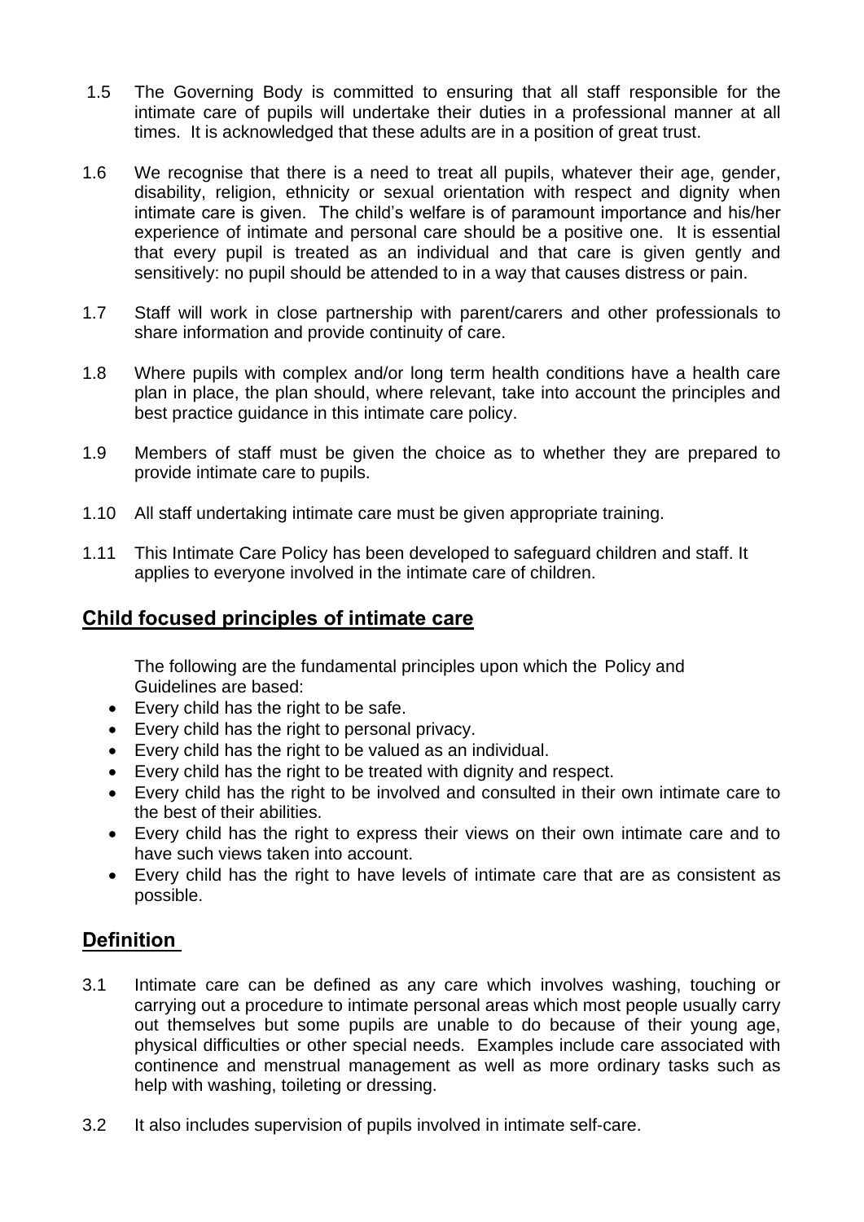1.5 The Governing Body is committed to ensuring that all staff responsible for the intimate care of pupils will undertake their duties in a professional manner at all times. It is acknowledged that these adults are in a position of great trust.

1.6 We recognise that there is a need to treat all pupils, whatever their age, gender, disability, religion, ethnicity or sexual orientation with respect and dignity when intimate care is given. The child's welfare is of paramount importance and his/her experience of intimate and personal care should be a positive one. It is essential that every pupil is treated as an individual and that care is given gently and sensitively: no pupil should be attended to in a way that causes distress or pain.

1.7 Staff will work in close partnership with parent/carers and other professionals to share information and provide continuity of care.

1.8 Where pupils with complex and/or long term health conditions have a health care plan in place, the plan should, where relevant, take into account the principles and best practice guidance in this intimate care policy.

1.9 Members of staff must be given the choice as to whether they are prepared to provide intimate care to pupils.

1.10 All staff undertaking intimate care must be given appropriate training.

1.11 This Intimate Care Policy has been developed to safeguard children and staff. It applies to everyone involved in the intimate care of children.

## Child focused principles of intimate care

The following are the fundamental principles upon which the Policy and Guidelines are based:

- Every child has the right to be safe.
- Every child has the right to personal privacy.
- Every child has the right to be valued as an individual.
- Every child has the right to be treated with dignity and respect.
- Every child has the right to be involved and consulted in their own intimate care to the best of their abilities.
- Every child has the right to express their views on their own intimate care and to have such views taken into account.
- Every child has the right to have levels of intimate care that are as consistent as possible.

## Definition

3.1 Intimate care can be defined as any care which involves washing, touching or carrying out a procedure to intimate personal areas which most people usually carry out themselves but some pupils are unable to do because of their young age, physical difficulties or other special needs. Examples include care associated with continence and menstrual management as well as more ordinary tasks such as help with washing, toileting or dressing.

3.2 It also includes supervision of pupils involved in intimate self-care.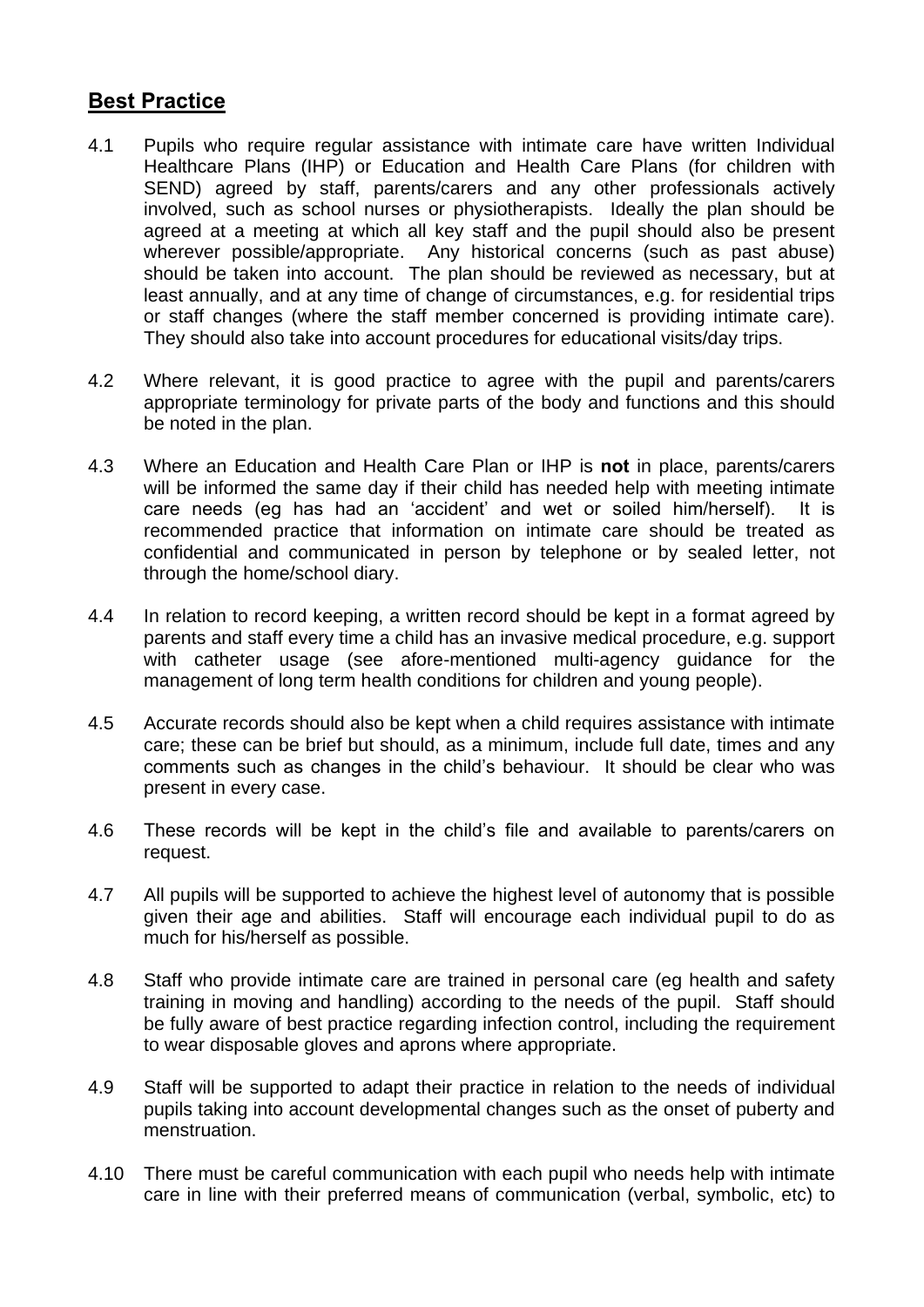## **Best Practice**

4.1 Pupils who require regular assistance with intimate care have written Individual Healthcare Plans (IHP) or Education and Health Care Plans (for children with SEND) agreed by staff, parents/carers and any other professionals actively involved, such as school nurses or physiotherapists. Ideally the plan should be agreed at a meeting at which all key staff and the pupil should also be present wherever possible/appropriate. Any historical concerns (such as past abuse) should be taken into account. The plan should be reviewed as necessary, but at least annually, and at any time of change of circumstances, e.g. for residential trips or staff changes (where the staff member concerned is providing intimate care). They should also take into account procedures for educational visits/day trips.

4.2 Where relevant, it is good practice to agree with the pupil and parents/carers appropriate terminology for private parts of the body and functions and this should be noted in the plan.

4.3 Where an Education and Health Care Plan or IHP is **not** in place, parents/carers will be informed the same day if their child has needed help with meeting intimate care needs (eg has had an 'accident' and wet or soiled him/herself). It is recommended practice that information on intimate care should be treated as confidential and communicated in person by telephone or by sealed letter, not through the home/school diary.

4.4 In relation to record keeping, a written record should be kept in a format agreed by parents and staff every time a child has an invasive medical procedure, e.g. support with catheter usage (see afore-mentioned multi-agency guidance for the management of long term health conditions for children and young people).

4.5 Accurate records should also be kept when a child requires assistance with intimate care; these can be brief but should, as a minimum, include full date, times and any comments such as changes in the child's behaviour. It should be clear who was present in every case.

4.6 These records will be kept in the child's file and available to parents/carers on request.

4.7 All pupils will be supported to achieve the highest level of autonomy that is possible given their age and abilities. Staff will encourage each individual pupil to do as much for his/herself as possible.

4.8 Staff who provide intimate care are trained in personal care (eg health and safety training in moving and handling) according to the needs of the pupil. Staff should be fully aware of best practice regarding infection control, including the requirement to wear disposable gloves and aprons where appropriate.

4.9 Staff will be supported to adapt their practice in relation to the needs of individual pupils taking into account developmental changes such as the onset of puberty and menstruation.

4.10 There must be careful communication with each pupil who needs help with intimate care in line with their preferred means of communication (verbal, symbolic, etc) to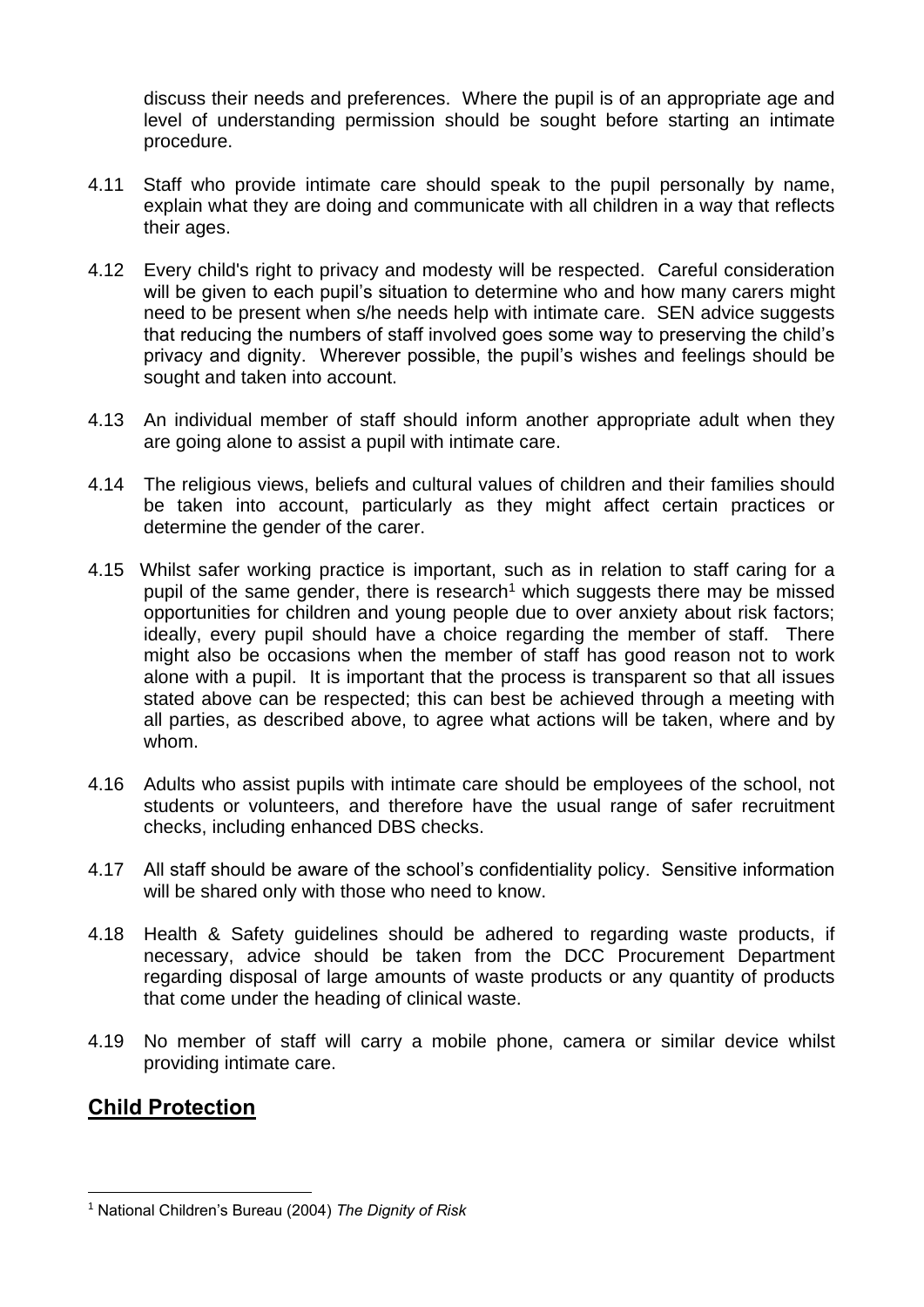discuss their needs and preferences. Where the pupil is of an appropriate age and level of understanding permission should be sought before starting an intimate procedure.

4.11 Staff who provide intimate care should speak to the pupil personally by name, explain what they are doing and communicate with all children in a way that reflects their ages.

4.12 Every child's right to privacy and modesty will be respected. Careful consideration will be given to each pupil's situation to determine who and how many carers might need to be present when s/he needs help with intimate care. SEN advice suggests that reducing the numbers of staff involved goes some way to preserving the child's privacy and dignity. Wherever possible, the pupil's wishes and feelings should be sought and taken into account.

4.13 An individual member of staff should inform another appropriate adult when they are going alone to assist a pupil with intimate care.

4.14 The religious views, beliefs and cultural values of children and their families should be taken into account, particularly as they might affect certain practices or determine the gender of the carer.

4.15 Whilst safer working practice is important, such as in relation to staff caring for a pupil of the same gender, there is research[1] which suggests there may be missed opportunities for children and young people due to over anxiety about risk factors; ideally, every pupil should have a choice regarding the member of staff. There might also be occasions when the member of staff has good reason not to work alone with a pupil. It is important that the process is transparent so that all issues stated above can be respected; this can best be achieved through a meeting with all parties, as described above, to agree what actions will be taken, where and by whom.

4.16 Adults who assist pupils with intimate care should be employees of the school, not students or volunteers, and therefore have the usual range of safer recruitment checks, including enhanced DBS checks.

4.17 All staff should be aware of the school's confidentiality policy. Sensitive information will be shared only with those who need to know.

4.18 Health & Safety guidelines should be adhered to regarding waste products, if necessary, advice should be taken from the DCC Procurement Department regarding disposal of large amounts of waste products or any quantity of products that come under the heading of clinical waste.

4.19 No member of staff will carry a mobile phone, camera or similar device whilst providing intimate care.

## Child Protection

[1] National Children's Bureau (2004) *The Dignity of Risk*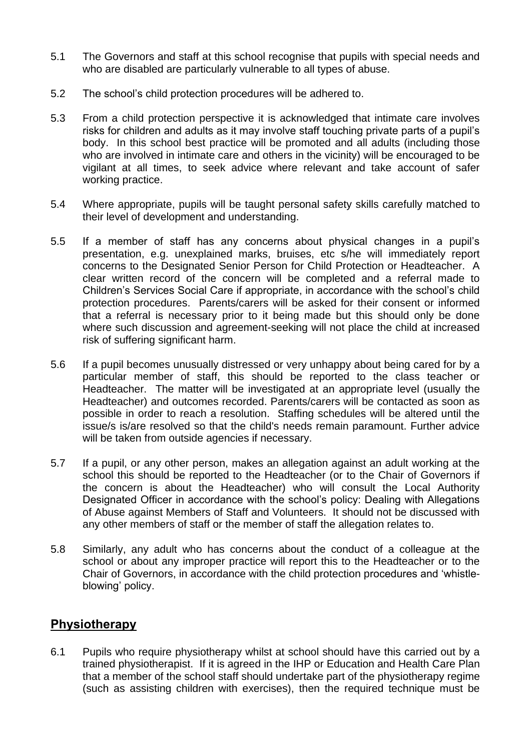5.1 The Governors and staff at this school recognise that pupils with special needs and who are disabled are particularly vulnerable to all types of abuse.

5.2 The school's child protection procedures will be adhered to.

5.3 From a child protection perspective it is acknowledged that intimate care involves risks for children and adults as it may involve staff touching private parts of a pupil's body. In this school best practice will be promoted and all adults (including those who are involved in intimate care and others in the vicinity) will be encouraged to be vigilant at all times, to seek advice where relevant and take account of safer working practice.

5.4 Where appropriate, pupils will be taught personal safety skills carefully matched to their level of development and understanding.

5.5 If a member of staff has any concerns about physical changes in a pupil's presentation, e.g. unexplained marks, bruises, etc s/he will immediately report concerns to the Designated Senior Person for Child Protection or Headteacher. A clear written record of the concern will be completed and a referral made to Children's Services Social Care if appropriate, in accordance with the school's child protection procedures. Parents/carers will be asked for their consent or informed that a referral is necessary prior to it being made but this should only be done where such discussion and agreement-seeking will not place the child at increased risk of suffering significant harm.

5.6 If a pupil becomes unusually distressed or very unhappy about being cared for by a particular member of staff, this should be reported to the class teacher or Headteacher. The matter will be investigated at an appropriate level (usually the Headteacher) and outcomes recorded. Parents/carers will be contacted as soon as possible in order to reach a resolution. Staffing schedules will be altered until the issue/s is/are resolved so that the child's needs remain paramount. Further advice will be taken from outside agencies if necessary.

5.7 If a pupil, or any other person, makes an allegation against an adult working at the school this should be reported to the Headteacher (or to the Chair of Governors if the concern is about the Headteacher) who will consult the Local Authority Designated Officer in accordance with the school's policy: Dealing with Allegations of Abuse against Members of Staff and Volunteers. It should not be discussed with any other members of staff or the member of staff the allegation relates to.

5.8 Similarly, any adult who has concerns about the conduct of a colleague at the school or about any improper practice will report this to the Headteacher or to the Chair of Governors, in accordance with the child protection procedures and 'whistle-blowing' policy.

## Physiotherapy

6.1 Pupils who require physiotherapy whilst at school should have this carried out by a trained physiotherapist. If it is agreed in the IHP or Education and Health Care Plan that a member of the school staff should undertake part of the physiotherapy regime (such as assisting children with exercises), then the required technique must be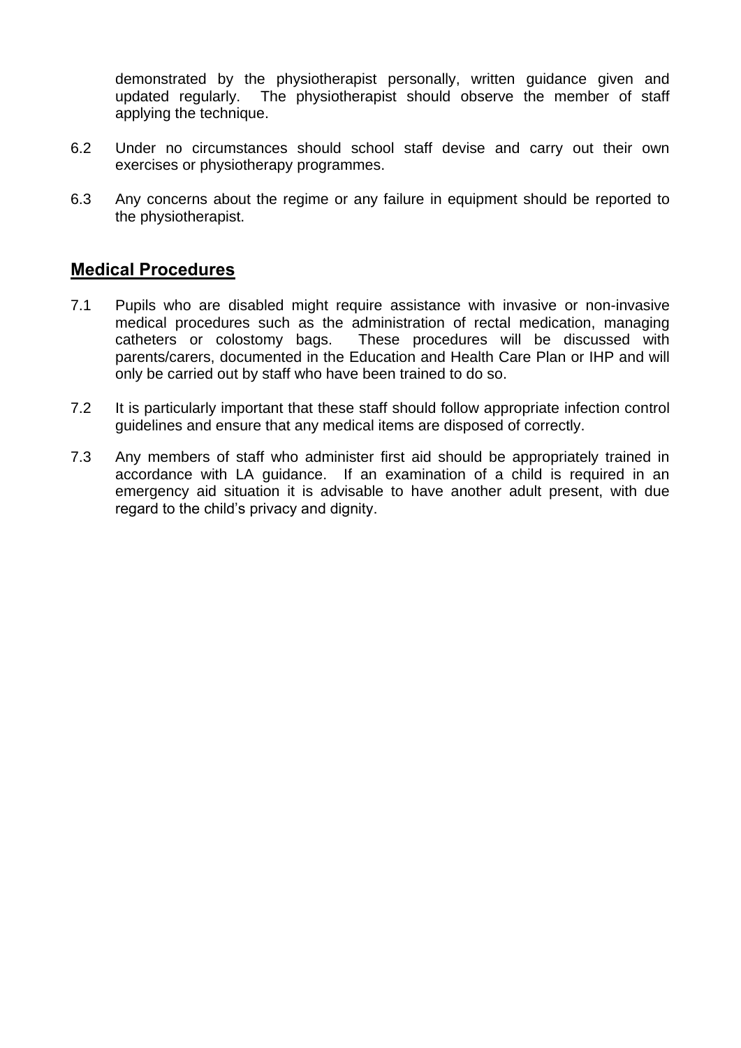demonstrated by the physiotherapist personally, written guidance given and updated regularly. The physiotherapist should observe the member of staff applying the technique.

6.2 Under no circumstances should school staff devise and carry out their own exercises or physiotherapy programmes.

6.3 Any concerns about the regime or any failure in equipment should be reported to the physiotherapist.

## Medical Procedures

7.1 Pupils who are disabled might require assistance with invasive or non-invasive medical procedures such as the administration of rectal medication, managing catheters or colostomy bags. These procedures will be discussed with parents/carers, documented in the Education and Health Care Plan or IHP and will only be carried out by staff who have been trained to do so.

7.2 It is particularly important that these staff should follow appropriate infection control guidelines and ensure that any medical items are disposed of correctly.

7.3 Any members of staff who administer first aid should be appropriately trained in accordance with LA guidance. If an examination of a child is required in an emergency aid situation it is advisable to have another adult present, with due regard to the child's privacy and dignity.